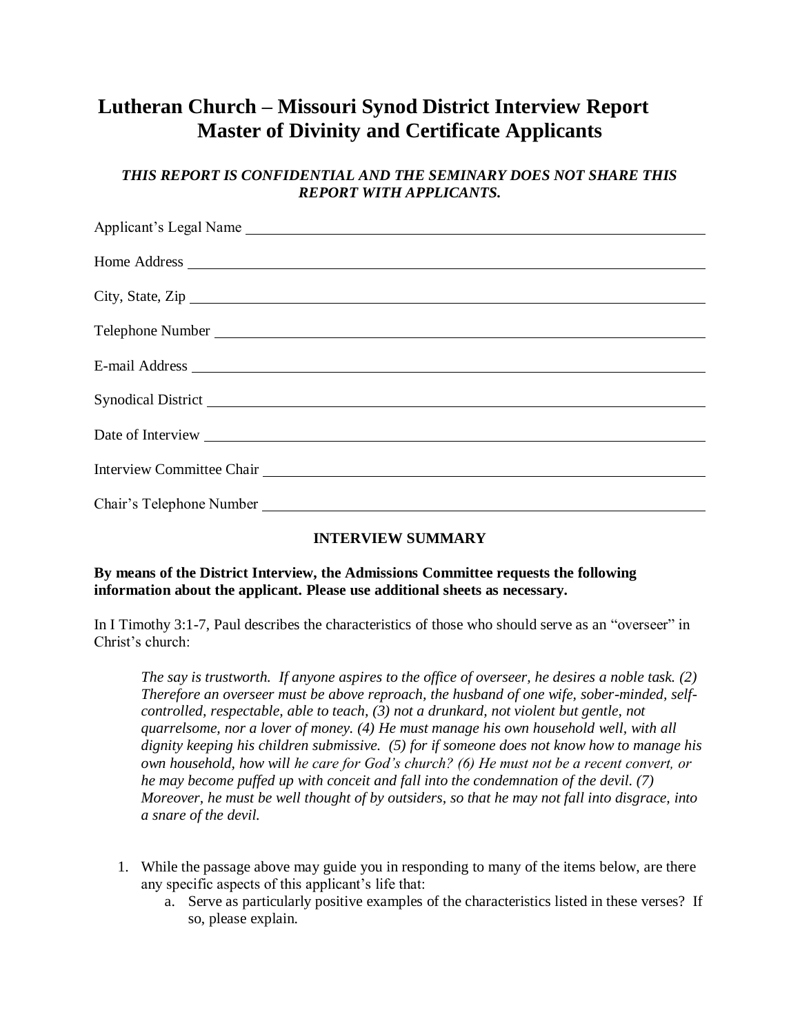# Lutheran Church – Missouri Synod District Interview Report
# Master of Divinity and Certificate Applicants

***THIS REPORT IS CONFIDENTIAL AND THE SEMINARY DOES NOT SHARE THIS REPORT WITH APPLICANTS.***

Applicant's Legal Name ______________________________

Home Address ______________________________

City, State, Zip ______________________________

Telephone Number ______________________________

E-mail Address ______________________________

Synodical District ______________________________

Date of Interview ______________________________

Interview Committee Chair ______________________________

Chair's Telephone Number ______________________________

## INTERVIEW SUMMARY

**By means of the District Interview, the Admissions Committee requests the following information about the applicant. Please use additional sheets as necessary.**

In I Timothy 3:1-7, Paul describes the characteristics of those who should serve as an "overseer" in Christ's church:

> *The say is trustworth. If anyone aspires to the office of overseer, he desires a noble task. (2) Therefore an overseer must be above reproach, the husband of one wife, sober-minded, self-controlled, respectable, able to teach, (3) not a drunkard, not violent but gentle, not quarrelsome, nor a lover of money. (4) He must manage his own household well, with all dignity keeping his children submissive. (5) for if someone does not know how to manage his own household, how will he care for God's church? (6) He must not be a recent convert, or he may become puffed up with conceit and fall into the condemnation of the devil. (7) Moreover, he must be well thought of by outsiders, so that he may not fall into disgrace, into a snare of the devil.*

1. While the passage above may guide you in responding to many of the items below, are there any specific aspects of this applicant's life that:
   a. Serve as particularly positive examples of the characteristics listed in these verses? If so, please explain.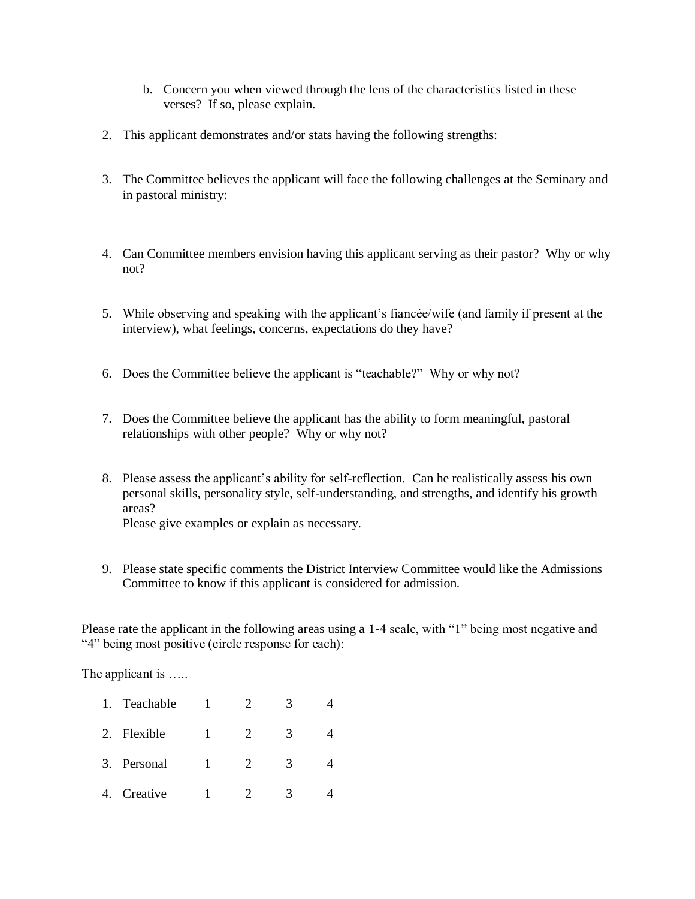b. Concern you when viewed through the lens of the characteristics listed in these verses? If so, please explain.

2. This applicant demonstrates and/or stats having the following strengths:

3. The Committee believes the applicant will face the following challenges at the Seminary and in pastoral ministry:

4. Can Committee members envision having this applicant serving as their pastor? Why or why not?

5. While observing and speaking with the applicant's fiancée/wife (and family if present at the interview), what feelings, concerns, expectations do they have?

6. Does the Committee believe the applicant is "teachable?" Why or why not?

7. Does the Committee believe the applicant has the ability to form meaningful, pastoral relationships with other people? Why or why not?

8. Please assess the applicant's ability for self-reflection. Can he realistically assess his own personal skills, personality style, self-understanding, and strengths, and identify his growth areas?
   Please give examples or explain as necessary.

9. Please state specific comments the District Interview Committee would like the Admissions Committee to know if this applicant is considered for admission.

Please rate the applicant in the following areas using a 1-4 scale, with "1" being most negative and "4" being most positive (circle response for each):

The applicant is …..

1. Teachable   1   2   3   4
2. Flexible   1   2   3   4
3. Personal   1   2   3   4
4. Creative   1   2   3   4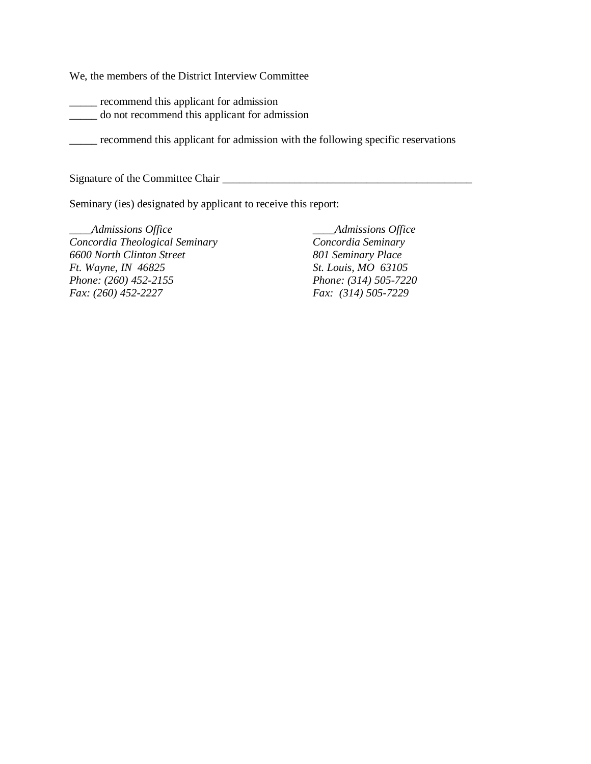We, the members of the District Interview Committee

_____ recommend this applicant for admission
_____ do not recommend this applicant for admission

_____ recommend this applicant for admission with the following specific reservations

Signature of the Committee Chair _______________________________________________

Seminary (ies) designated by applicant to receive this report:

*____Admissions Office*
*Concordia Theological Seminary*
*6600 North Clinton Street*
*Ft. Wayne, IN 46825*
*Phone: (260) 452-2155*
*Fax: (260) 452-2227*

*____Admissions Office*
*Concordia Seminary*
*801 Seminary Place*
*St. Louis, MO 63105*
*Phone: (314) 505-7220*
*Fax: (314) 505-7229*